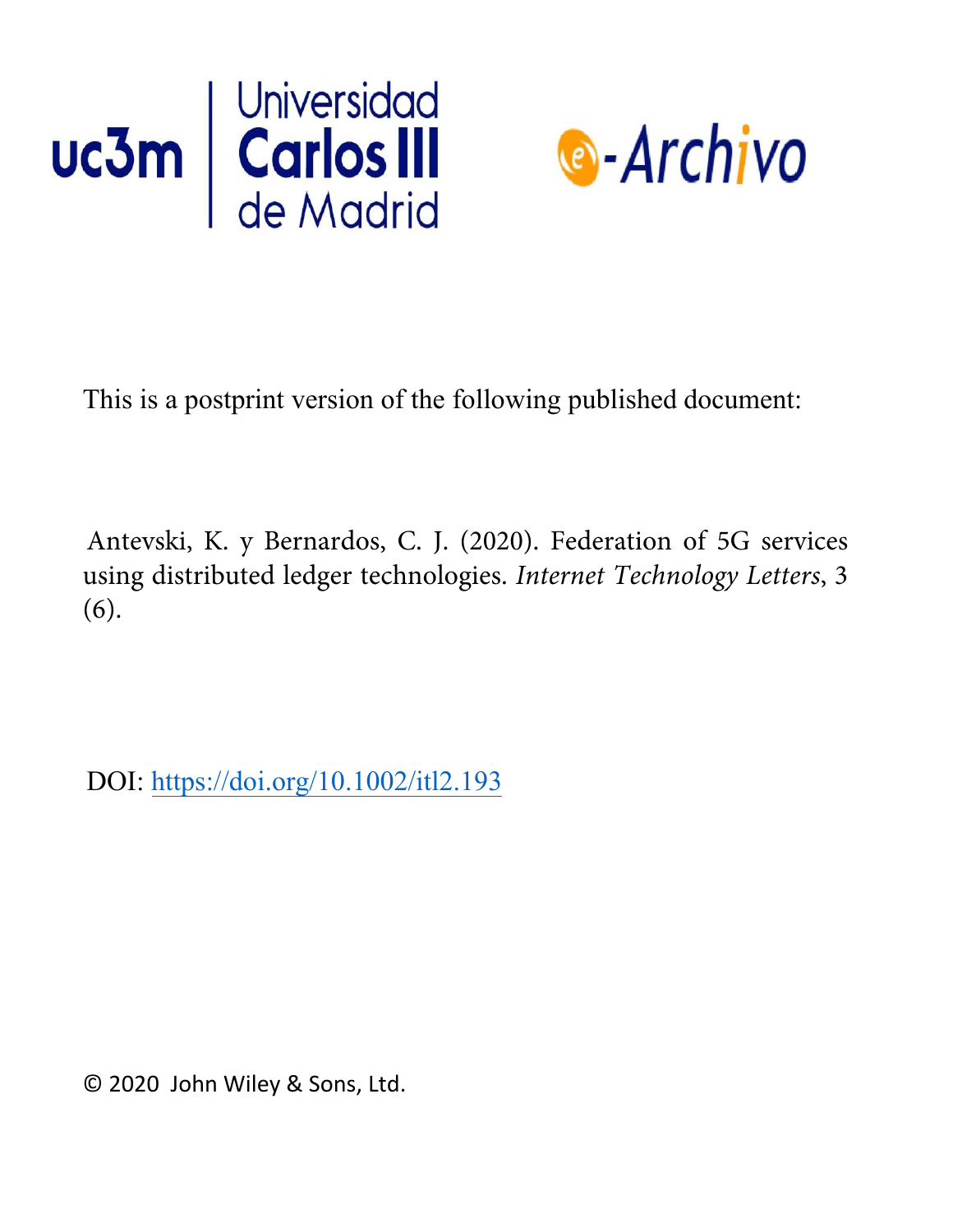This is a postprint version of the following published document:

Antevski, K. y Bernardos, C. J. (2020). Federation of 5G services using distributed ledger technologies. *Internet Technology Letters*, 3 (6).

DOI: https://doi.org/10.1002/itl2.193

© 2020 John Wiley & Sons, Ltd.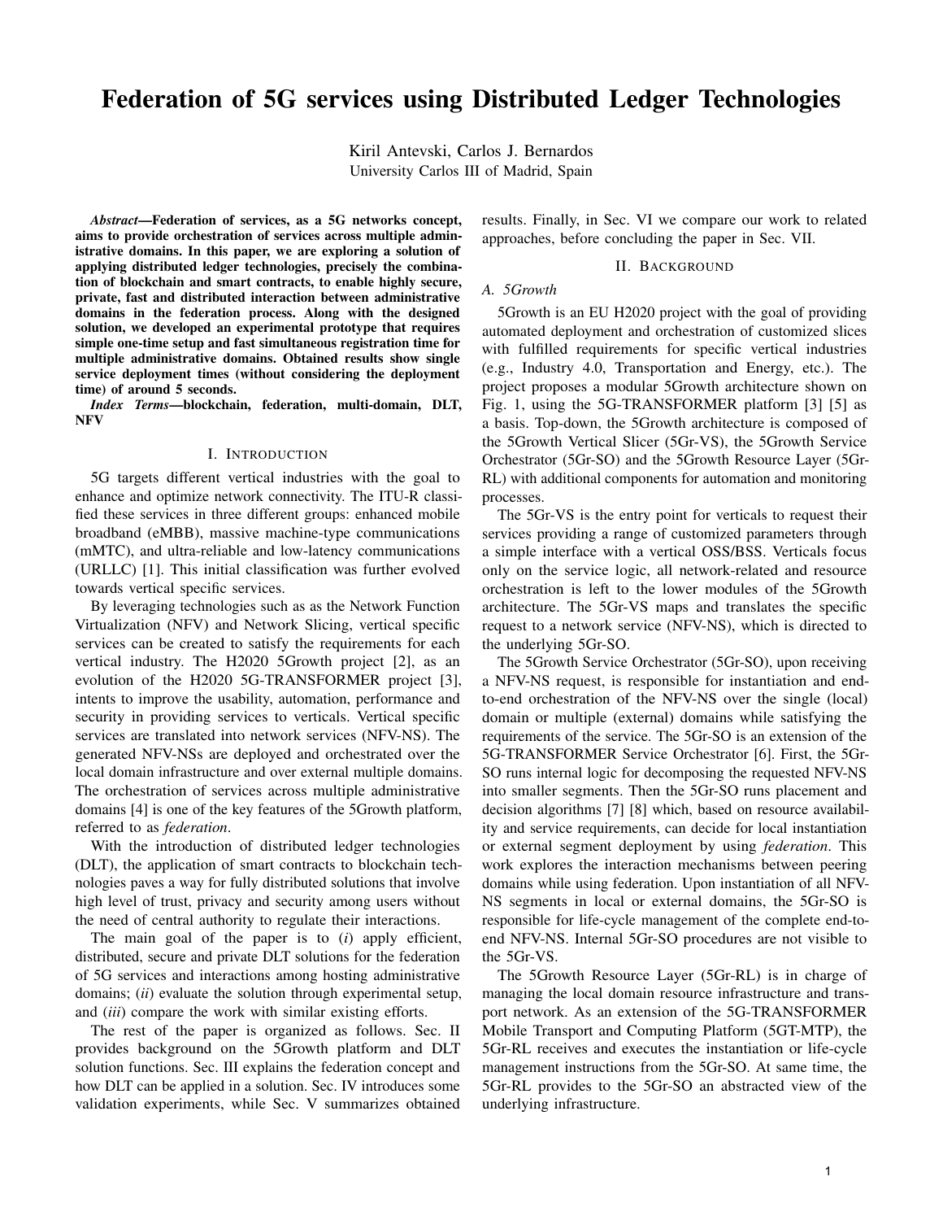# Federation of 5G services using Distributed Ledger Technologies

Kiril Antevski, Carlos J. Bernardos
University Carlos III of Madrid, Spain

***Abstract*—Federation of services, as a 5G networks concept, aims to provide orchestration of services across multiple administrative domains. In this paper, we are exploring a solution of applying distributed ledger technologies, precisely the combination of blockchain and smart contracts, to enable highly secure, private, fast and distributed interaction between administrative domains in the federation process. Along with the designed solution, we developed an experimental prototype that requires simple one-time setup and fast simultaneous registration time for multiple administrative domains. Obtained results show single service deployment times (without considering the deployment time) of around 5 seconds.**

***Index Terms*—blockchain, federation, multi-domain, DLT, NFV**

## I. Introduction

5G targets different vertical industries with the goal to enhance and optimize network connectivity. The ITU-R classified these services in three different groups: enhanced mobile broadband (eMBB), massive machine-type communications (mMTC), and ultra-reliable and low-latency communications (URLLC) [1]. This initial classification was further evolved towards vertical specific services.

By leveraging technologies such as as the Network Function Virtualization (NFV) and Network Slicing, vertical specific services can be created to satisfy the requirements for each vertical industry. The H2020 5Growth project [2], as an evolution of the H2020 5G-TRANSFORMER project [3], intents to improve the usability, automation, performance and security in providing services to verticals. Vertical specific services are translated into network services (NFV-NS). The generated NFV-NSs are deployed and orchestrated over the local domain infrastructure and over external multiple domains. The orchestration of services across multiple administrative domains [4] is one of the key features of the 5Growth platform, referred to as *federation*.

With the introduction of distributed ledger technologies (DLT), the application of smart contracts to blockchain technologies paves a way for fully distributed solutions that involve high level of trust, privacy and security among users without the need of central authority to regulate their interactions.

The main goal of the paper is to (*i*) apply efficient, distributed, secure and private DLT solutions for the federation of 5G services and interactions among hosting administrative domains; (*ii*) evaluate the solution through experimental setup, and (*iii*) compare the work with similar existing efforts.

The rest of the paper is organized as follows. Sec. II provides background on the 5Growth platform and DLT solution functions. Sec. III explains the federation concept and how DLT can be applied in a solution. Sec. IV introduces some validation experiments, while Sec. V summarizes obtained results. Finally, in Sec. VI we compare our work to related approaches, before concluding the paper in Sec. VII.

## II. Background

### A. 5Growth

5Growth is an EU H2020 project with the goal of providing automated deployment and orchestration of customized slices with fulfilled requirements for specific vertical industries (e.g., Industry 4.0, Transportation and Energy, etc.). The project proposes a modular 5Growth architecture shown on Fig. 1, using the 5G-TRANSFORMER platform [3] [5] as a basis. Top-down, the 5Growth architecture is composed of the 5Growth Vertical Slicer (5Gr-VS), the 5Growth Service Orchestrator (5Gr-SO) and the 5Growth Resource Layer (5Gr-RL) with additional components for automation and monitoring processes.

The 5Gr-VS is the entry point for verticals to request their services providing a range of customized parameters through a simple interface with a vertical OSS/BSS. Verticals focus only on the service logic, all network-related and resource orchestration is left to the lower modules of the 5Growth architecture. The 5Gr-VS maps and translates the specific request to a network service (NFV-NS), which is directed to the underlying 5Gr-SO.

The 5Growth Service Orchestrator (5Gr-SO), upon receiving a NFV-NS request, is responsible for instantiation and end-to-end orchestration of the NFV-NS over the single (local) domain or multiple (external) domains while satisfying the requirements of the service. The 5Gr-SO is an extension of the 5G-TRANSFORMER Service Orchestrator [6]. First, the 5Gr-SO runs internal logic for decomposing the requested NFV-NS into smaller segments. Then the 5Gr-SO runs placement and decision algorithms [7] [8] which, based on resource availability and service requirements, can decide for local instantiation or external segment deployment by using *federation*. This work explores the interaction mechanisms between peering domains while using federation. Upon instantiation of all NFV-NS segments in local or external domains, the 5Gr-SO is responsible for life-cycle management of the complete end-to-end NFV-NS. Internal 5Gr-SO procedures are not visible to the 5Gr-VS.

The 5Growth Resource Layer (5Gr-RL) is in charge of managing the local domain resource infrastructure and transport network. As an extension of the 5G-TRANSFORMER Mobile Transport and Computing Platform (5GT-MTP), the 5Gr-RL receives and executes the instantiation or life-cycle management instructions from the 5Gr-SO. At same time, the 5Gr-RL provides to the 5Gr-SO an abstracted view of the underlying infrastructure.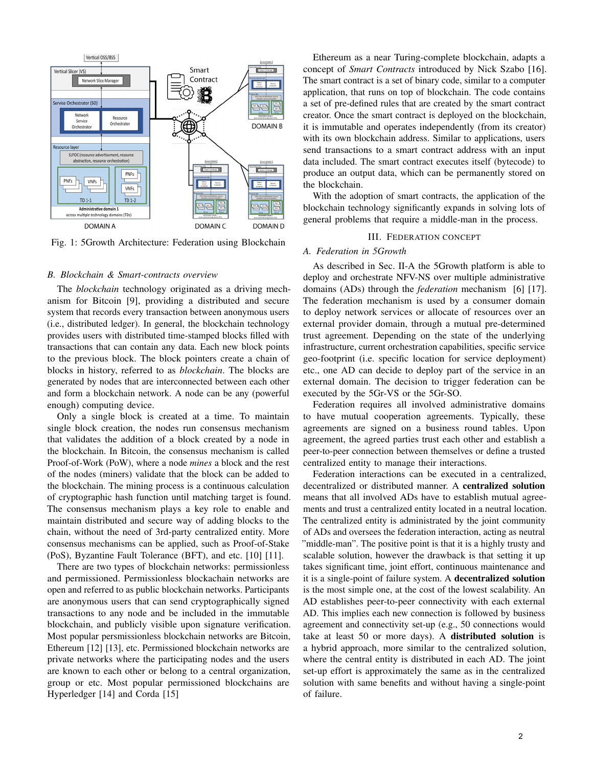Fig. 1: 5Growth Architecture: Federation using Blockchain

### B. Blockchain & Smart-contracts overview

The *blockchain* technology originated as a driving mechanism for Bitcoin [9], providing a distributed and secure system that records every transaction between anonymous users (i.e., distributed ledger). In general, the blockchain technology provides users with distributed time-stamped blocks filled with transactions that can contain any data. Each new block points to the previous block. The block pointers create a chain of blocks in history, referred to as *blockchain*. The blocks are generated by nodes that are interconnected between each other and form a blockchain network. A node can be any (powerful enough) computing device.

Only a single block is created at a time. To maintain single block creation, the nodes run consensus mechanism that validates the addition of a block created by a node in the blockchain. In Bitcoin, the consensus mechanism is called Proof-of-Work (PoW), where a node *mines* a block and the rest of the nodes (miners) validate that the block can be added to the blockchain. The mining process is a continuous calculation of cryptographic hash function until matching target is found. The consensus mechanism plays a key role to enable and maintain distributed and secure way of adding blocks to the chain, without the need of 3rd-party centralized entity. More consensus mechanisms can be applied, such as Proof-of-Stake (PoS), Byzantine Fault Tolerance (BFT), and etc. [10] [11].

There are two types of blockchain networks: permissionless and permissioned. Permissionless blockachain networks are open and referred to as public blockchain networks. Participants are anonymous users that can send cryptographically signed transactions to any node and be included in the immutable blockchain, and publicly visible upon signature verification. Most popular persmissionless blockchain networks are Bitcoin, Ethereum [12] [13], etc. Permissioned blockchain networks are private networks where the participating nodes and the users are known to each other or belong to a central organization, group or etc. Most popular permissioned blockchains are Hyperledger [14] and Corda [15]

Ethereum as a near Turing-complete blockchain, adapts a concept of *Smart Contracts* introduced by Nick Szabo [16]. The smart contract is a set of binary code, similar to a computer application, that runs on top of blockchain. The code contains a set of pre-defined rules that are created by the smart contract creator. Once the smart contract is deployed on the blockchain, it is immutable and operates independently (from its creator) with its own blockchain address. Similar to applications, users send transactions to a smart contract address with an input data included. The smart contract executes itself (bytecode) to produce an output data, which can be permanently stored on the blockchain.

With the adoption of smart contracts, the application of the blockchain technology significantly expands in solving lots of general problems that require a middle-man in the process.

## III. Federation Concept

### A. Federation in 5Growth

As described in Sec. II-A the 5Growth platform is able to deploy and orchestrate NFV-NS over multiple administrative domains (ADs) through the *federation* mechanism [6] [17]. The federation mechanism is used by a consumer domain to deploy network services or allocate of resources over an external provider domain, through a mutual pre-determined trust agreement. Depending on the state of the underlying infrastructure, current orchestration capabilities, specific service geo-footprint (i.e. specific location for service deployment) etc., one AD can decide to deploy part of the service in an external domain. The decision to trigger federation can be executed by the 5Gr-VS or the 5Gr-SO.

Federation requires all involved administrative domains to have mutual cooperation agreements. Typically, these agreements are signed on a business round tables. Upon agreement, the agreed parties trust each other and establish a peer-to-peer connection between themselves or define a trusted centralized entity to manage their interactions.

Federation interactions can be executed in a centralized, decentralized or distributed manner. A **centralized solution** means that all involved ADs have to establish mutual agreements and trust a centralized entity located in a neutral location. The centralized entity is administrated by the joint community of ADs and oversees the federation interaction, acting as neutral "middle-man". The positive point is that it is a highly trusty and scalable solution, however the drawback is that setting it up takes significant time, joint effort, continuous maintenance and it is a single-point of failure system. A **decentralized solution** is the most simple one, at the cost of the lowest scalability. An AD establishes peer-to-peer connectivity with each external AD. This implies each new connection is followed by business agreement and connectivity set-up (e.g., 50 connections would take at least 50 or more days). A **distributed solution** is a hybrid approach, more similar to the centralized solution, where the central entity is distributed in each AD. The joint set-up effort is approximately the same as in the centralized solution with same benefits and without having a single-point of failure.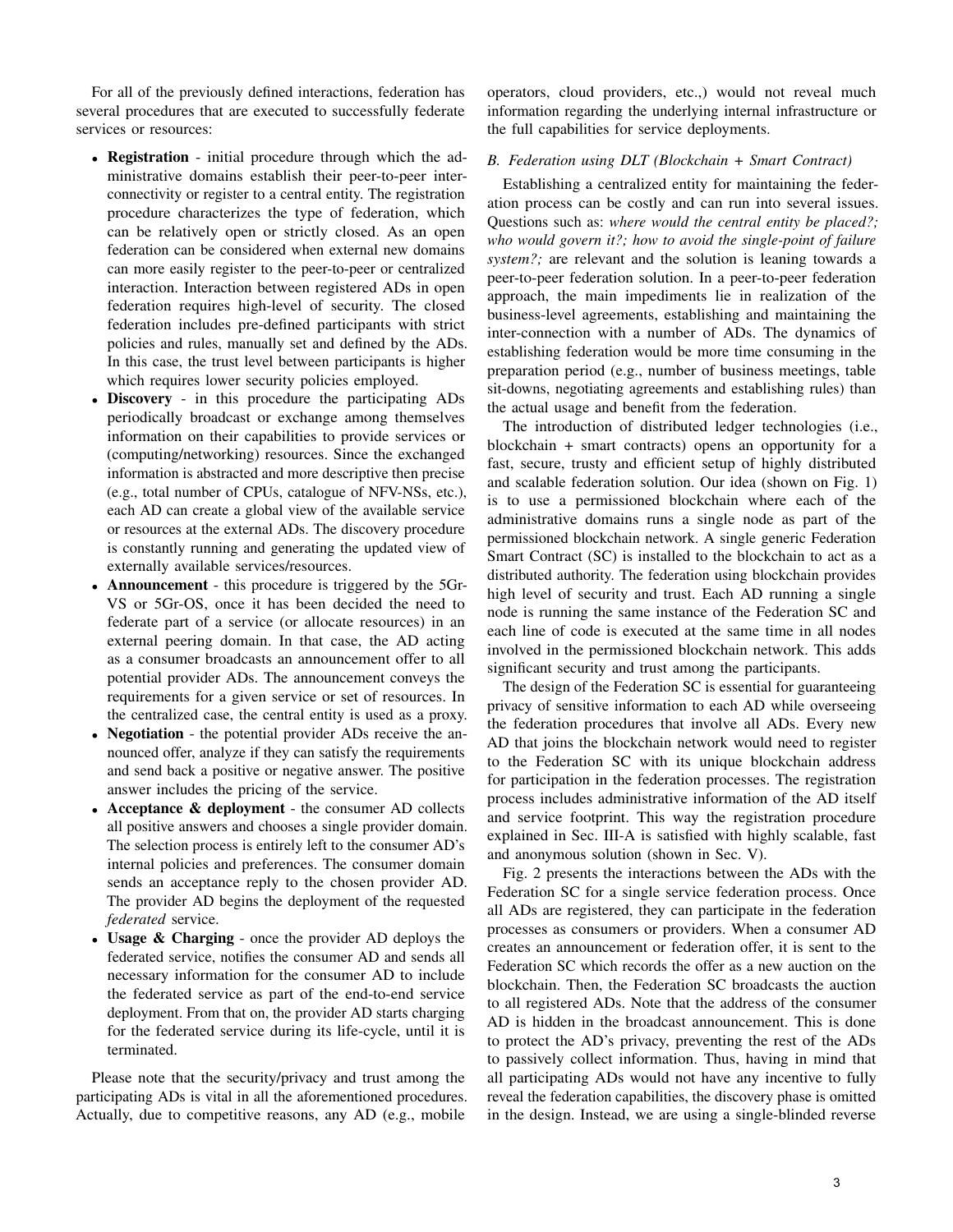For all of the previously defined interactions, federation has several procedures that are executed to successfully federate services or resources:

- **Registration** - initial procedure through which the administrative domains establish their peer-to-peer interconnectivity or register to a central entity. The registration procedure characterizes the type of federation, which can be relatively open or strictly closed. As an open federation can be considered when external new domains can more easily register to the peer-to-peer or centralized interaction. Interaction between registered ADs in open federation requires high-level of security. The closed federation includes pre-defined participants with strict policies and rules, manually set and defined by the ADs. In this case, the trust level between participants is higher which requires lower security policies employed.
- **Discovery** - in this procedure the participating ADs periodically broadcast or exchange among themselves information on their capabilities to provide services or (computing/networking) resources. Since the exchanged information is abstracted and more descriptive then precise (e.g., total number of CPUs, catalogue of NFV-NSs, etc.), each AD can create a global view of the available service or resources at the external ADs. The discovery procedure is constantly running and generating the updated view of externally available services/resources.
- **Announcement** - this procedure is triggered by the 5Gr-VS or 5Gr-OS, once it has been decided the need to federate part of a service (or allocate resources) in an external peering domain. In that case, the AD acting as a consumer broadcasts an announcement offer to all potential provider ADs. The announcement conveys the requirements for a given service or set of resources. In the centralized case, the central entity is used as a proxy.
- **Negotiation** - the potential provider ADs receive the announced offer, analyze if they can satisfy the requirements and send back a positive or negative answer. The positive answer includes the pricing of the service.
- **Acceptance & deployment** - the consumer AD collects all positive answers and chooses a single provider domain. The selection process is entirely left to the consumer AD's internal policies and preferences. The consumer domain sends an acceptance reply to the chosen provider AD. The provider AD begins the deployment of the requested *federated* service.
- **Usage & Charging** - once the provider AD deploys the federated service, notifies the consumer AD and sends all necessary information for the consumer AD to include the federated service as part of the end-to-end service deployment. From that on, the provider AD starts charging for the federated service during its life-cycle, until it is terminated.

Please note that the security/privacy and trust among the participating ADs is vital in all the aforementioned procedures. Actually, due to competitive reasons, any AD (e.g., mobile operators, cloud providers, etc.,) would not reveal much information regarding the underlying internal infrastructure or the full capabilities for service deployments.

### B. Federation using DLT (Blockchain + Smart Contract)

Establishing a centralized entity for maintaining the federation process can be costly and can run into several issues. Questions such as: *where would the central entity be placed?; who would govern it?; how to avoid the single-point of failure system?;* are relevant and the solution is leaning towards a peer-to-peer federation solution. In a peer-to-peer federation approach, the main impediments lie in realization of the business-level agreements, establishing and maintaining the inter-connection with a number of ADs. The dynamics of establishing federation would be more time consuming in the preparation period (e.g., number of business meetings, table sit-downs, negotiating agreements and establishing rules) than the actual usage and benefit from the federation.

The introduction of distributed ledger technologies (i.e., blockchain + smart contracts) opens an opportunity for a fast, secure, trusty and efficient setup of highly distributed and scalable federation solution. Our idea (shown on Fig. 1) is to use a permissioned blockchain where each of the administrative domains runs a single node as part of the permissioned blockchain network. A single generic Federation Smart Contract (SC) is installed to the blockchain to act as a distributed authority. The federation using blockchain provides high level of security and trust. Each AD running a single node is running the same instance of the Federation SC and each line of code is executed at the same time in all nodes involved in the permissioned blockchain network. This adds significant security and trust among the participants.

The design of the Federation SC is essential for guaranteeing privacy of sensitive information to each AD while overseeing the federation procedures that involve all ADs. Every new AD that joins the blockchain network would need to register to the Federation SC with its unique blockchain address for participation in the federation processes. The registration process includes administrative information of the AD itself and service footprint. This way the registration procedure explained in Sec. III-A is satisfied with highly scalable, fast and anonymous solution (shown in Sec. V).

Fig. 2 presents the interactions between the ADs with the Federation SC for a single service federation process. Once all ADs are registered, they can participate in the federation processes as consumers or providers. When a consumer AD creates an announcement or federation offer, it is sent to the Federation SC which records the offer as a new auction on the blockchain. Then, the Federation SC broadcasts the auction to all registered ADs. Note that the address of the consumer AD is hidden in the broadcast announcement. This is done to protect the AD's privacy, preventing the rest of the ADs to passively collect information. Thus, having in mind that all participating ADs would not have any incentive to fully reveal the federation capabilities, the discovery phase is omitted in the design. Instead, we are using a single-blinded reverse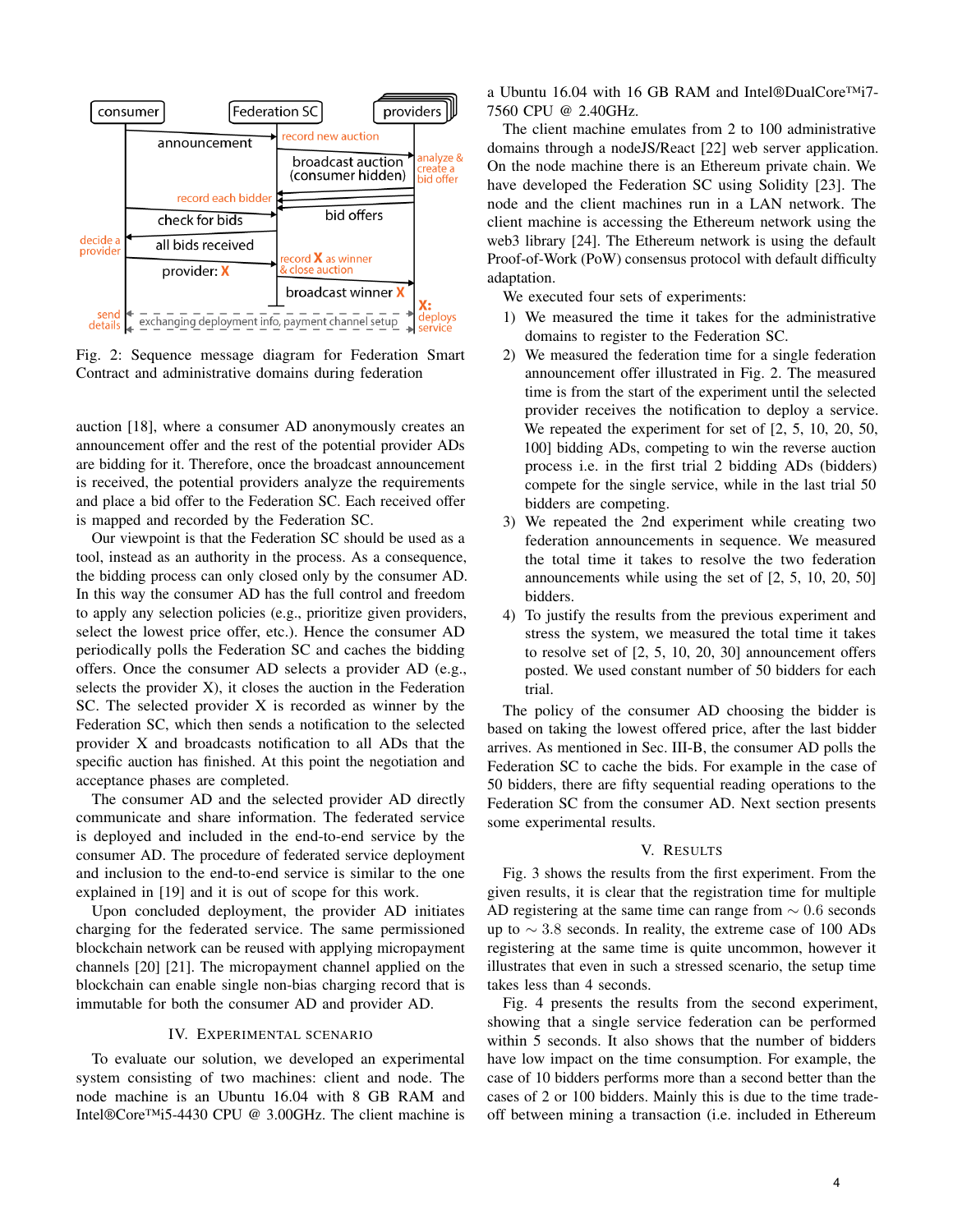consumer
Federation SC
providers
announcement
record new auction
broadcast auction (consumer hidden)
analyze & create a bid offer
record each bidder
check for bids
bid offers
decide a provider
all bids received
provider: X
record X as winner & close auction
broadcast winner X
send details
exchanging deployment info, payment channel setup
X: deploys service

Fig. 2: Sequence message diagram for Federation Smart Contract and administrative domains during federation

auction [18], where a consumer AD anonymously creates an announcement offer and the rest of the potential provider ADs are bidding for it. Therefore, once the broadcast announcement is received, the potential providers analyze the requirements and place a bid offer to the Federation SC. Each received offer is mapped and recorded by the Federation SC.

Our viewpoint is that the Federation SC should be used as a tool, instead as an authority in the process. As a consequence, the bidding process can only closed only by the consumer AD. In this way the consumer AD has the full control and freedom to apply any selection policies (e.g., prioritize given providers, select the lowest price offer, etc.). Hence the consumer AD periodically polls the Federation SC and caches the bidding offers. Once the consumer AD selects a provider AD (e.g., selects the provider X), it closes the auction in the Federation SC. The selected provider X is recorded as winner by the Federation SC, which then sends a notification to the selected provider X and broadcasts notification to all ADs that the specific auction has finished. At this point the negotiation and acceptance phases are completed.

The consumer AD and the selected provider AD directly communicate and share information. The federated service is deployed and included in the end-to-end service by the consumer AD. The procedure of federated service deployment and inclusion to the end-to-end service is similar to the one explained in [19] and it is out of scope for this work.

Upon concluded deployment, the provider AD initiates charging for the federated service. The same permissioned blockchain network can be reused with applying micropayment channels [20] [21]. The micropayment channel applied on the blockchain can enable single non-bias charging record that is immutable for both the consumer AD and provider AD.

## IV. Experimental Scenario

To evaluate our solution, we developed an experimental system consisting of two machines: client and node. The node machine is an Ubuntu 16.04 with 8 GB RAM and Intel®Core™i5-4430 CPU @ 3.00GHz. The client machine is a Ubuntu 16.04 with 16 GB RAM and Intel®DualCore™i7-7560 CPU @ 2.40GHz.

The client machine emulates from 2 to 100 administrative domains through a nodeJS/React [22] web server application. On the node machine there is an Ethereum private chain. We have developed the Federation SC using Solidity [23]. The node and the client machines run in a LAN network. The client machine is accessing the Ethereum network using the web3 library [24]. The Ethereum network is using the default Proof-of-Work (PoW) consensus protocol with default difficulty adaptation.

We executed four sets of experiments:

1) We measured the time it takes for the administrative domains to register to the Federation SC.
2) We measured the federation time for a single federation announcement offer illustrated in Fig. 2. The measured time is from the start of the experiment until the selected provider receives the notification to deploy a service. We repeated the experiment for set of [2, 5, 10, 20, 50, 100] bidding ADs, competing to win the reverse auction process i.e. in the first trial 2 bidding ADs (bidders) compete for the single service, while in the last trial 50 bidders are competing.
3) We repeated the 2nd experiment while creating two federation announcements in sequence. We measured the total time it takes to resolve the two federation announcements while using the set of [2, 5, 10, 20, 50] bidders.
4) To justify the results from the previous experiment and stress the system, we measured the total time it takes to resolve set of [2, 5, 10, 20, 30] announcement offers posted. We used constant number of 50 bidders for each trial.

The policy of the consumer AD choosing the bidder is based on taking the lowest offered price, after the last bidder arrives. As mentioned in Sec. III-B, the consumer AD polls the Federation SC to cache the bids. For example in the case of 50 bidders, there are fifty sequential reading operations to the Federation SC from the consumer AD. Next section presents some experimental results.

## V. Results

Fig. 3 shows the results from the first experiment. From the given results, it is clear that the registration time for multiple AD registering at the same time can range from $\sim 0.6$ seconds up to $\sim 3.8$ seconds. In reality, the extreme case of 100 ADs registering at the same time is quite uncommon, however it illustrates that even in such a stressed scenario, the setup time takes less than 4 seconds.

Fig. 4 presents the results from the second experiment, showing that a single service federation can be performed within 5 seconds. It also shows that the number of bidders have low impact on the time consumption. For example, the case of 10 bidders performs more than a second better than the cases of 2 or 100 bidders. Mainly this is due to the time trade-off between mining a transaction (i.e. included in Ethereum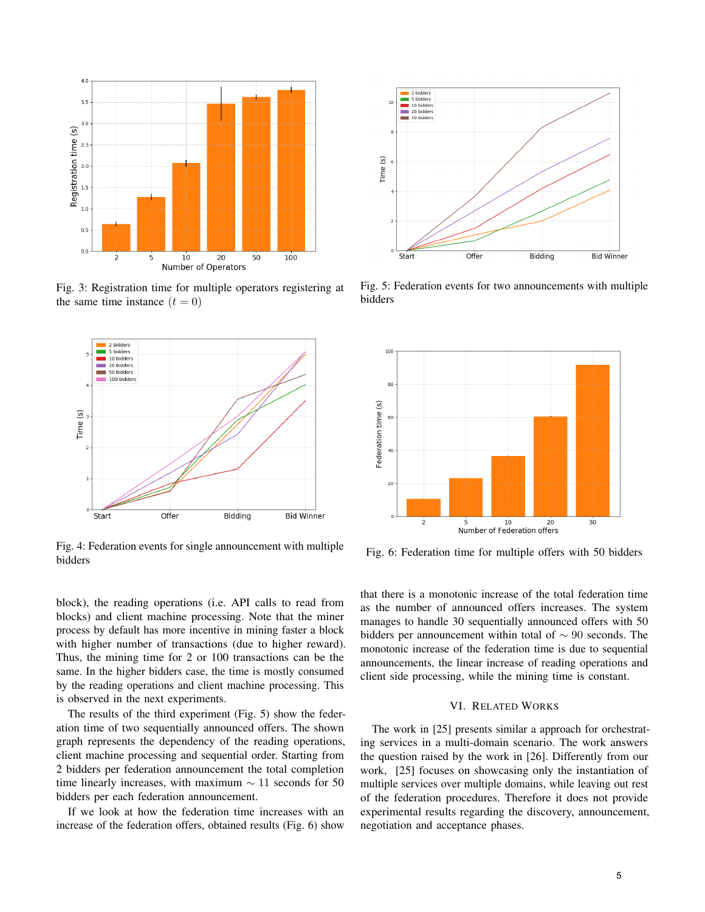Fig. 3: Registration time for multiple operators registering at the same time instance ($t = 0$)

Fig. 4: Federation events for single announcement with multiple bidders

Fig. 5: Federation events for two announcements with multiple bidders

Fig. 6: Federation time for multiple offers with 50 bidders

block), the reading operations (i.e. API calls to read from blocks) and client machine processing. Note that the miner process by default has more incentive in mining faster a block with higher number of transactions (due to higher reward). Thus, the mining time for 2 or 100 transactions can be the same. In the higher bidders case, the time is mostly consumed by the reading operations and client machine processing. This is observed in the next experiments.

The results of the third experiment (Fig. 5) show the federation time of two sequentially announced offers. The shown graph represents the dependency of the reading operations, client machine processing and sequential order. Starting from 2 bidders per federation announcement the total completion time linearly increases, with maximum $\sim 11$ seconds for 50 bidders per each federation announcement.

If we look at how the federation time increases with an increase of the federation offers, obtained results (Fig. 6) show that there is a monotonic increase of the total federation time as the number of announced offers increases. The system manages to handle 30 sequentially announced offers with 50 bidders per announcement within total of $\sim 90$ seconds. The monotonic increase of the federation time is due to sequential announcements, the linear increase of reading operations and client side processing, while the mining time is constant.

## VI. Related Works

The work in [25] presents similar a approach for orchestrating services in a multi-domain scenario. The work answers the question raised by the work in [26]. Differently from our work, [25] focuses on showcasing only the instantiation of multiple services over multiple domains, while leaving out rest of the federation procedures. Therefore it does not provide experimental results regarding the discovery, announcement, negotiation and acceptance phases.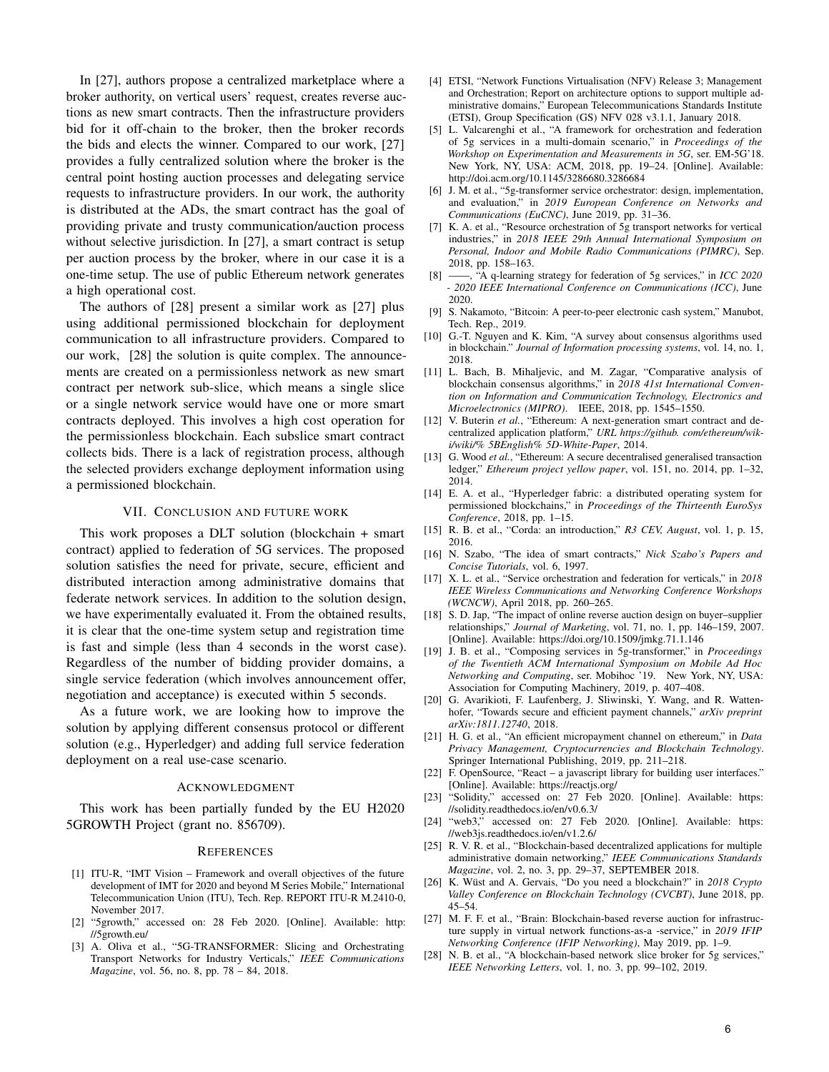In [27], authors propose a centralized marketplace where a broker authority, on vertical users' request, creates reverse auctions as new smart contracts. Then the infrastructure providers bid for it off-chain to the broker, then the broker records the bids and elects the winner. Compared to our work, [27] provides a fully centralized solution where the broker is the central point hosting auction processes and delegating service requests to infrastructure providers. In our work, the authority is distributed at the ADs, the smart contract has the goal of providing private and trusty communication/auction process without selective jurisdiction. In [27], a smart contract is setup per auction process by the broker, where in our case it is a one-time setup. The use of public Ethereum network generates a high operational cost.

The authors of [28] present a similar work as [27] plus using additional permissioned blockchain for deployment communication to all infrastructure providers. Compared to our work, [28] the solution is quite complex. The announcements are created on a permissionless network as new smart contract per network sub-slice, which means a single slice or a single network service would have one or more smart contracts deployed. This involves a high cost operation for the permissionless blockchain. Each subslice smart contract collects bids. There is a lack of registration process, although the selected providers exchange deployment information using a permissioned blockchain.

## VII. Conclusion and future work

This work proposes a DLT solution (blockchain + smart contract) applied to federation of 5G services. The proposed solution satisfies the need for private, secure, efficient and distributed interaction among administrative domains that federate network services. In addition to the solution design, we have experimentally evaluated it. From the obtained results, it is clear that the one-time system setup and registration time is fast and simple (less than 4 seconds in the worst case). Regardless of the number of bidding provider domains, a single service federation (which involves announcement offer, negotiation and acceptance) is executed within 5 seconds.

As a future work, we are looking how to improve the solution by applying different consensus protocol or different solution (e.g., Hyperledger) and adding full service federation deployment on a real use-case scenario.

## Acknowledgment

This work has been partially funded by the EU H2020 5GROWTH Project (grant no. 856709).

## References

[1] ITU-R, "IMT Vision – Framework and overall objectives of the future development of IMT for 2020 and beyond M Series Mobile," International Telecommunication Union (ITU), Tech. Rep. REPORT ITU-R M.2410-0, November 2017.

[2] "5growth," accessed on: 28 Feb 2020. [Online]. Available: http://5growth.eu/

[3] A. Oliva et al., "5G-TRANSFORMER: Slicing and Orchestrating Transport Networks for Industry Verticals," *IEEE Communications Magazine*, vol. 56, no. 8, pp. 78 – 84, 2018.

[4] ETSI, "Network Functions Virtualisation (NFV) Release 3; Management and Orchestration; Report on architecture options to support multiple administrative domains," European Telecommunications Standards Institute (ETSI), Group Specification (GS) NFV 028 v3.1.1, January 2018.

[5] L. Valcarenghi et al., "A framework for orchestration and federation of 5g services in a multi-domain scenario," in *Proceedings of the Workshop on Experimentation and Measurements in 5G*, ser. EM-5G'18. New York, NY, USA: ACM, 2018, pp. 19–24. [Online]. Available: http://doi.acm.org/10.1145/3286680.3286684

[6] J. M. et al., "5g-transformer service orchestrator: design, implementation, and evaluation," in *2019 European Conference on Networks and Communications (EuCNC)*, June 2019, pp. 31–36.

[7] K. A. et al., "Resource orchestration of 5g transport networks for vertical industries," in *2018 IEEE 29th Annual International Symposium on Personal, Indoor and Mobile Radio Communications (PIMRC)*, Sep. 2018, pp. 158–163.

[8] ——, "A q-learning strategy for federation of 5g services," in *ICC 2020 - 2020 IEEE International Conference on Communications (ICC)*, June 2020.

[9] S. Nakamoto, "Bitcoin: A peer-to-peer electronic cash system," Manubot, Tech. Rep., 2019.

[10] G.-T. Nguyen and K. Kim, "A survey about consensus algorithms used in blockchain." *Journal of Information processing systems*, vol. 14, no. 1, 2018.

[11] L. Bach, B. Mihaljevic, and M. Zagar, "Comparative analysis of blockchain consensus algorithms," in *2018 41st International Convention on Information and Communication Technology, Electronics and Microelectronics (MIPRO)*. IEEE, 2018, pp. 1545–1550.

[12] V. Buterin *et al.*, "Ethereum: A next-generation smart contract and decentralized application platform," *URL https://github. com/ethereum/wiki/wiki/% 5BEnglish% 5D-White-Paper*, 2014.

[13] G. Wood *et al.*, "Ethereum: A secure decentralised generalised transaction ledger," *Ethereum project yellow paper*, vol. 151, no. 2014, pp. 1–32, 2014.

[14] E. A. et al., "Hyperledger fabric: a distributed operating system for permissioned blockchains," in *Proceedings of the Thirteenth EuroSys Conference*, 2018, pp. 1–15.

[15] R. B. et al., "Corda: an introduction," *R3 CEV, August*, vol. 1, p. 15, 2016.

[16] N. Szabo, "The idea of smart contracts," *Nick Szabo's Papers and Concise Tutorials*, vol. 6, 1997.

[17] X. L. et al., "Service orchestration and federation for verticals," in *2018 IEEE Wireless Communications and Networking Conference Workshops (WCNCW)*, April 2018, pp. 260–265.

[18] S. D. Jap, "The impact of online reverse auction design on buyer–supplier relationships," *Journal of Marketing*, vol. 71, no. 1, pp. 146–159, 2007. [Online]. Available: https://doi.org/10.1509/jmkg.71.1.146

[19] J. B. et al., "Composing services in 5g-transformer," in *Proceedings of the Twentieth ACM International Symposium on Mobile Ad Hoc Networking and Computing*, ser. Mobihoc '19. New York, NY, USA: Association for Computing Machinery, 2019, p. 407–408.

[20] G. Avarikioti, F. Laufenberg, J. Sliwinski, Y. Wang, and R. Wattenhofer, "Towards secure and efficient payment channels," *arXiv preprint arXiv:1811.12740*, 2018.

[21] H. G. et al., "An efficient micropayment channel on ethereum," in *Data Privacy Management, Cryptocurrencies and Blockchain Technology*. Springer International Publishing, 2019, pp. 211–218.

[22] F. OpenSource, "React – a javascript library for building user interfaces." [Online]. Available: https://reactjs.org/

[23] "Solidity," accessed on: 27 Feb 2020. [Online]. Available: https://solidity.readthedocs.io/en/v0.6.3/

[24] "web3," accessed on: 27 Feb 2020. [Online]. Available: https://web3js.readthedocs.io/en/v1.2.6/

[25] R. V. R. et al., "Blockchain-based decentralized applications for multiple administrative domain networking," *IEEE Communications Standards Magazine*, vol. 2, no. 3, pp. 29–37, SEPTEMBER 2018.

[26] K. Wüst and A. Gervais, "Do you need a blockchain?" in *2018 Crypto Valley Conference on Blockchain Technology (CVCBT)*, June 2018, pp. 45–54.

[27] M. F. F. et al., "Brain: Blockchain-based reverse auction for infrastructure supply in virtual network functions-as-a -service," in *2019 IFIP Networking Conference (IFIP Networking)*, May 2019, pp. 1–9.

[28] N. B. et al., "A blockchain-based network slice broker for 5g services," *IEEE Networking Letters*, vol. 1, no. 3, pp. 99–102, 2019.